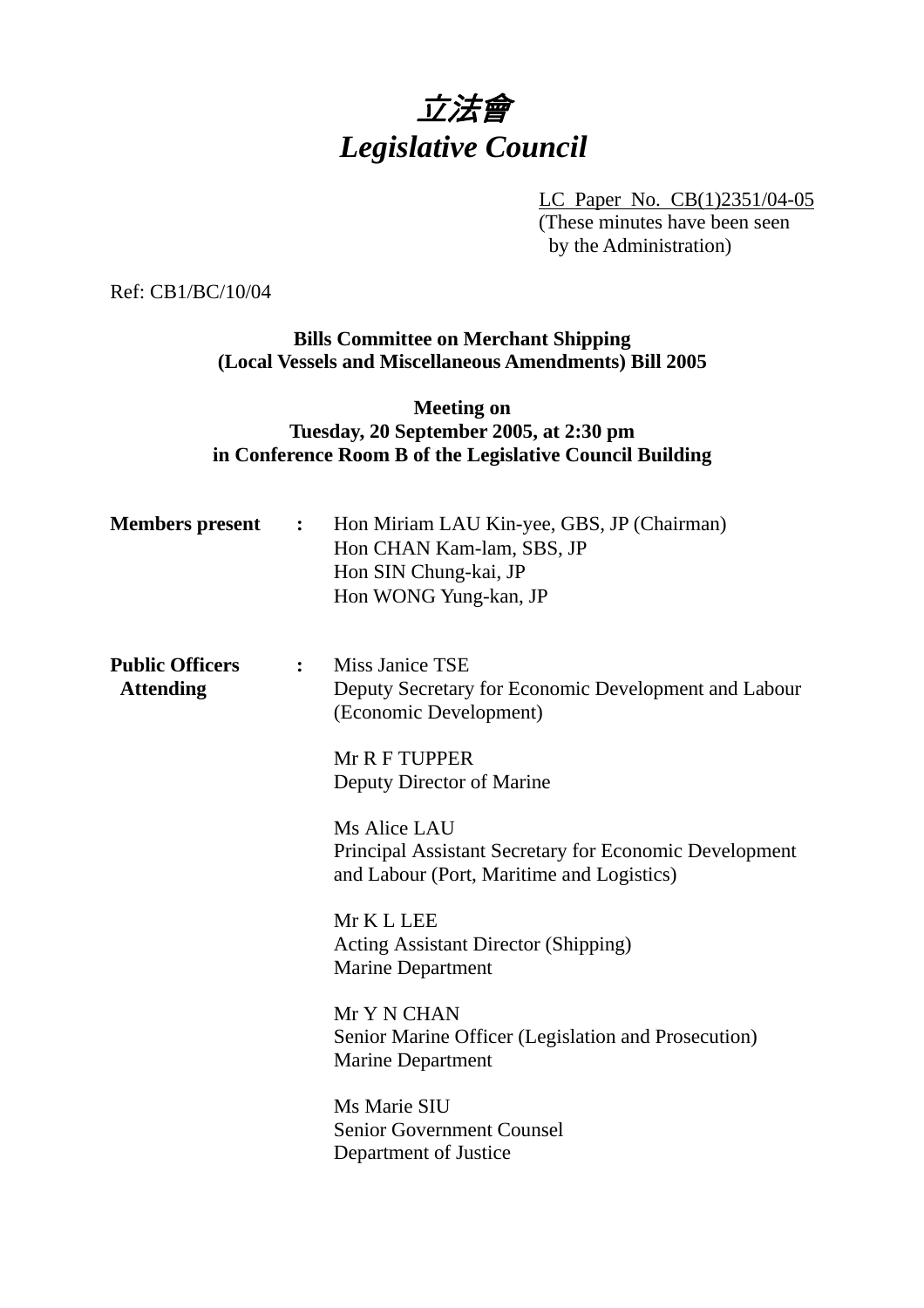# *立法會*
# *Legislative Council*

LC Paper No. CB(1)2351/04-05
(These minutes have been seen by the Administration)

Ref: CB1/BC/10/04

**Bills Committee on Merchant Shipping (Local Vessels and Miscellaneous Amendments) Bill 2005**

**Meeting on**
**Tuesday, 20 September 2005, at 2:30 pm**
**in Conference Room B of the Legislative Council Building**

**Members present** **:**

Hon Miriam LAU Kin-yee, GBS, JP (Chairman)
Hon CHAN Kam-lam, SBS, JP
Hon SIN Chung-kai, JP
Hon WONG Yung-kan, JP

**Public Officers Attending** **:**

Miss Janice TSE
Deputy Secretary for Economic Development and Labour (Economic Development)

Mr R F TUPPER
Deputy Director of Marine

Ms Alice LAU
Principal Assistant Secretary for Economic Development and Labour (Port, Maritime and Logistics)

Mr K L LEE
Acting Assistant Director (Shipping)
Marine Department

Mr Y N CHAN
Senior Marine Officer (Legislation and Prosecution)
Marine Department

Ms Marie SIU
Senior Government Counsel
Department of Justice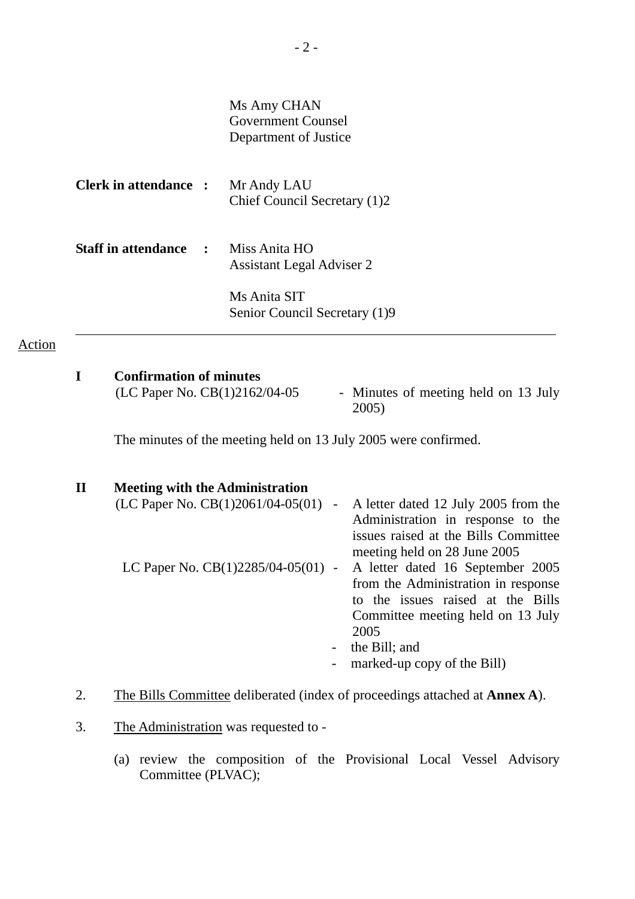Ms Amy CHAN
Government Counsel
Department of Justice

**Clerk in attendance :** Mr Andy LAU
Chief Council Secretary (1)2

**Staff in attendance :** Miss Anita HO
Assistant Legal Adviser 2

Ms Anita SIT
Senior Council Secretary (1)9

---

Action

**I Confirmation of minutes**

(LC Paper No. CB(1)2162/04-05 - Minutes of meeting held on 13 July 2005)

The minutes of the meeting held on 13 July 2005 were confirmed.

**II Meeting with the Administration**

(LC Paper No. CB(1)2061/04-05(01) - A letter dated 12 July 2005 from the Administration in response to the issues raised at the Bills Committee meeting held on 28 June 2005

LC Paper No. CB(1)2285/04-05(01) - A letter dated 16 September 2005 from the Administration in response to the issues raised at the Bills Committee meeting held on 13 July 2005

- the Bill; and
- marked-up copy of the Bill)

2. The Bills Committee deliberated (index of proceedings attached at **Annex A**).

3. The Administration was requested to -

(a) review the composition of the Provisional Local Vessel Advisory Committee (PLVAC);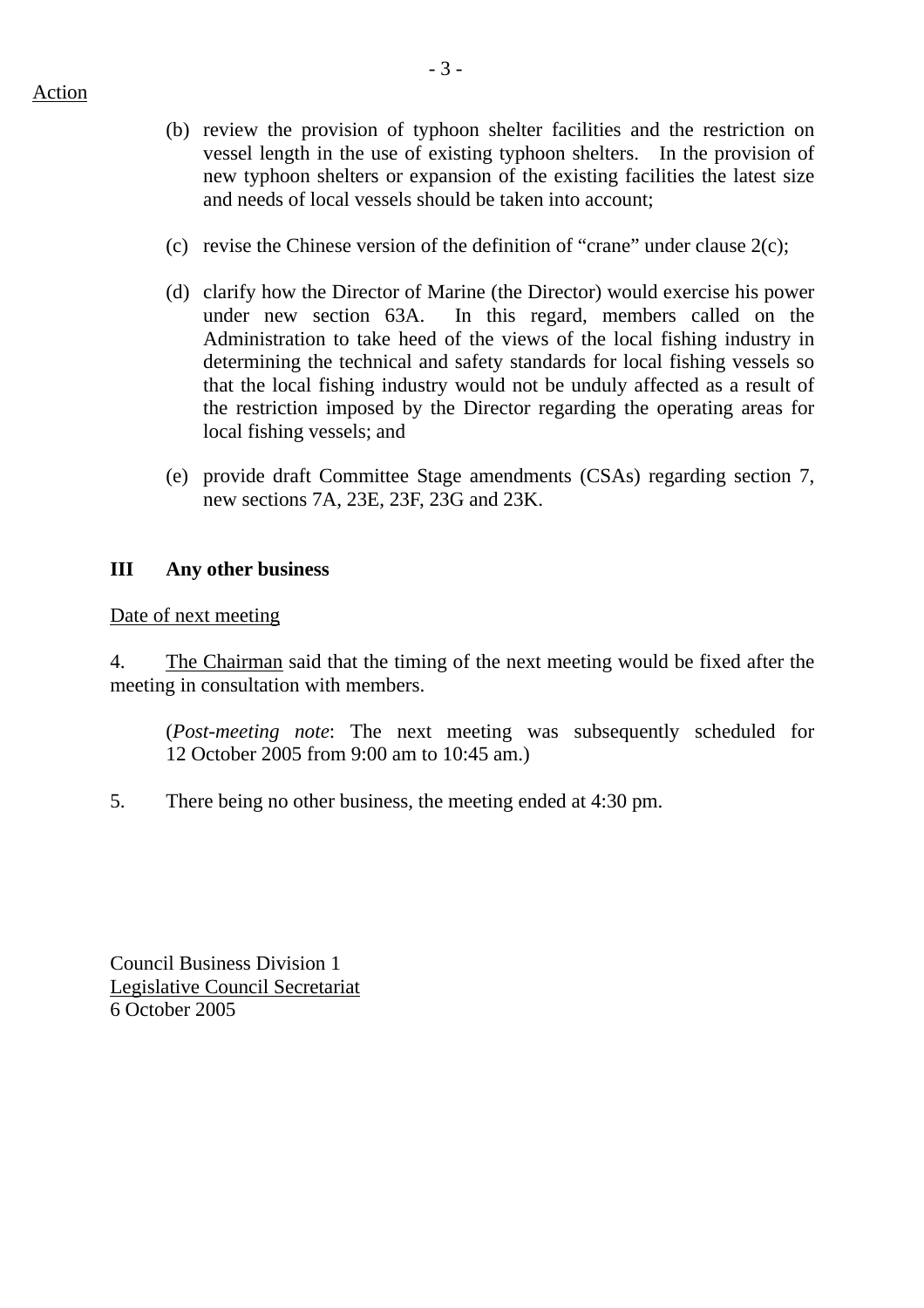Action

(b) review the provision of typhoon shelter facilities and the restriction on vessel length in the use of existing typhoon shelters. In the provision of new typhoon shelters or expansion of the existing facilities the latest size and needs of local vessels should be taken into account;

(c) revise the Chinese version of the definition of "crane" under clause 2(c);

(d) clarify how the Director of Marine (the Director) would exercise his power under new section 63A. In this regard, members called on the Administration to take heed of the views of the local fishing industry in determining the technical and safety standards for local fishing vessels so that the local fishing industry would not be unduly affected as a result of the restriction imposed by the Director regarding the operating areas for local fishing vessels; and

(e) provide draft Committee Stage amendments (CSAs) regarding section 7, new sections 7A, 23E, 23F, 23G and 23K.

## III Any other business

Date of next meeting

4. The Chairman said that the timing of the next meeting would be fixed after the meeting in consultation with members.

(*Post-meeting note*: The next meeting was subsequently scheduled for 12 October 2005 from 9:00 am to 10:45 am.)

5. There being no other business, the meeting ended at 4:30 pm.

Council Business Division 1
Legislative Council Secretariat
6 October 2005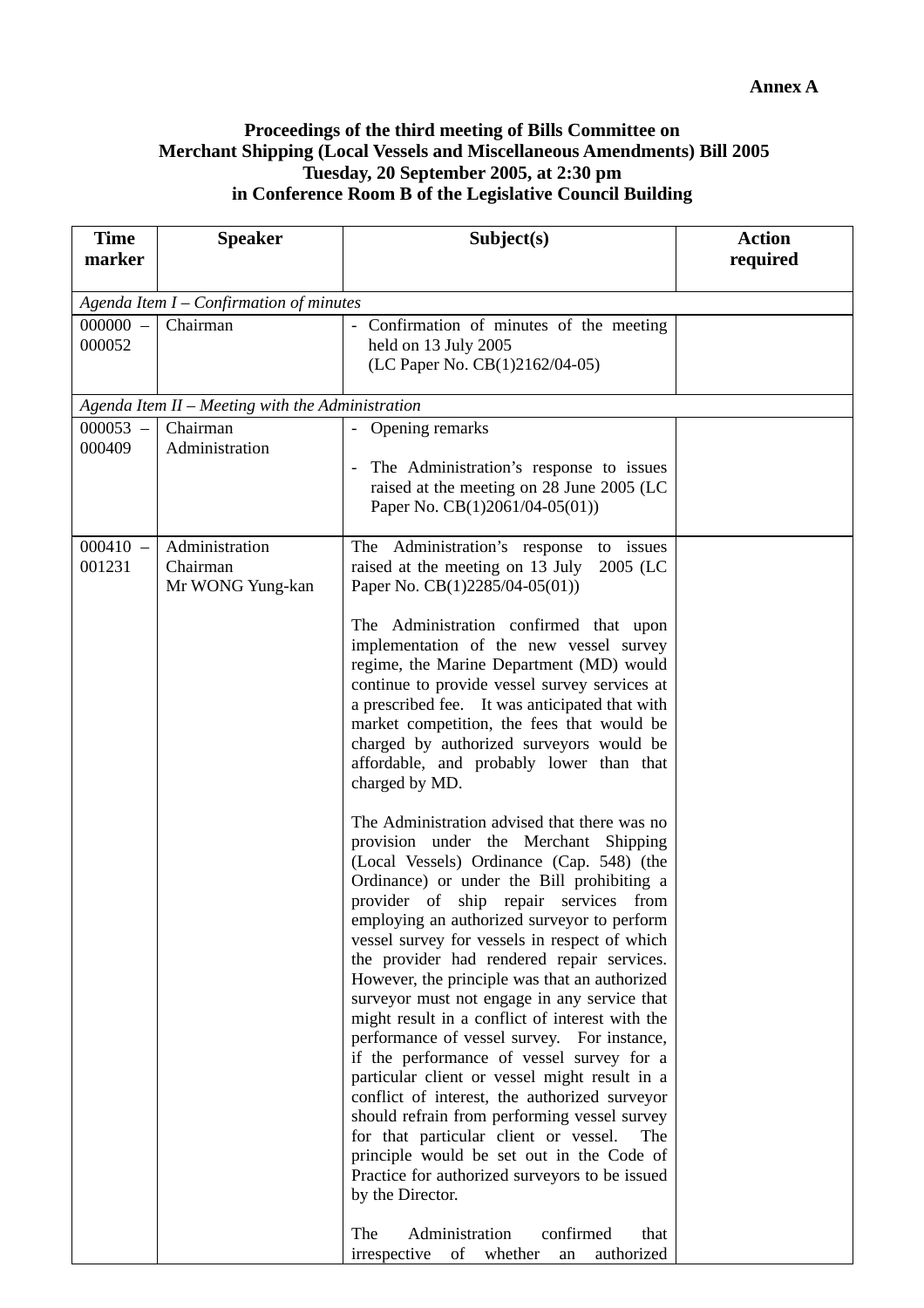**Annex A**

**Proceedings of the third meeting of Bills Committee on Merchant Shipping (Local Vessels and Miscellaneous Amendments) Bill 2005 Tuesday, 20 September 2005, at 2:30 pm in Conference Room B of the Legislative Council Building**

| Time marker | Speaker | Subject(s) | Action required |
|---|---|---|---|
| *Agenda Item I – Confirmation of minutes* | | | |
| 000000 – 000052 | Chairman | - Confirmation of minutes of the meeting held on 13 July 2005 (LC Paper No. CB(1)2162/04-05) | |
| *Agenda Item II – Meeting with the Administration* | | | |
| 000053 – 000409 | Chairman<br>Administration | - Opening remarks<br><br>- The Administration's response to issues raised at the meeting on 28 June 2005 (LC Paper No. CB(1)2061/04-05(01)) | |
| 000410 – 001231 | Administration<br>Chairman<br>Mr WONG Yung-kan | The Administration's response to issues raised at the meeting on 13 July 2005 (LC Paper No. CB(1)2285/04-05(01))<br><br>The Administration confirmed that upon implementation of the new vessel survey regime, the Marine Department (MD) would continue to provide vessel survey services at a prescribed fee. It was anticipated that with market competition, the fees that would be charged by authorized surveyors would be affordable, and probably lower than that charged by MD.<br><br>The Administration advised that there was no provision under the Merchant Shipping (Local Vessels) Ordinance (Cap. 548) (the Ordinance) or under the Bill prohibiting a provider of ship repair services from employing an authorized surveyor to perform vessel survey for vessels in respect of which the provider had rendered repair services. However, the principle was that an authorized surveyor must not engage in any service that might result in a conflict of interest with the performance of vessel survey. For instance, if the performance of vessel survey for a particular client or vessel might result in a conflict of interest, the authorized surveyor should refrain from performing vessel survey for that particular client or vessel. The principle would be set out in the Code of Practice for authorized surveyors to be issued by the Director.<br><br>The Administration confirmed that irrespective of whether an authorized | |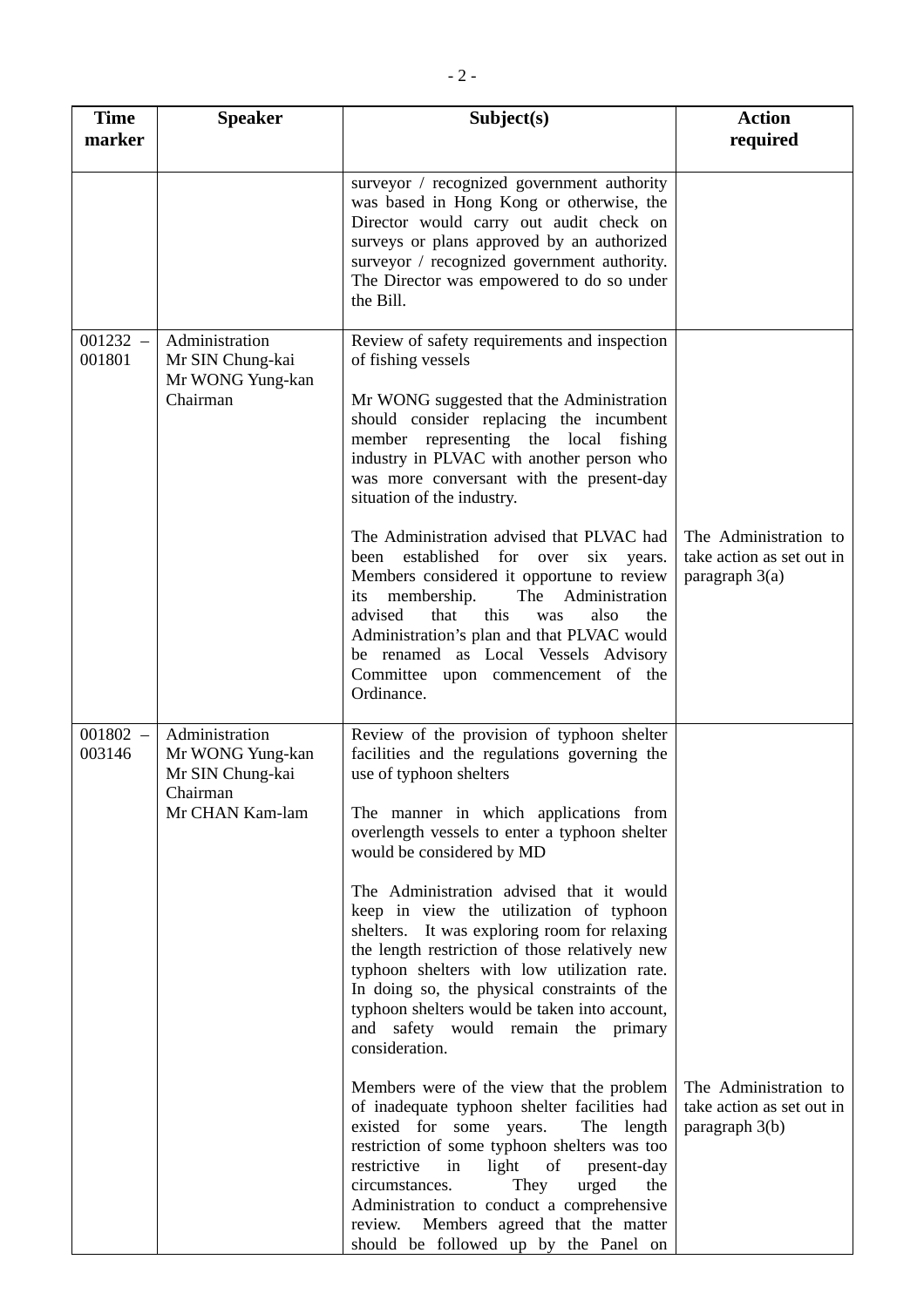| Time marker | Speaker | Subject(s) | Action required |
|---|---|---|---|
| | | surveyor / recognized government authority was based in Hong Kong or otherwise, the Director would carry out audit check on surveys or plans approved by an authorized surveyor / recognized government authority. The Director was empowered to do so under the Bill. | |
| 001232 – 001801 | Administration<br>Mr SIN Chung-kai<br>Mr WONG Yung-kan<br>Chairman | Review of safety requirements and inspection of fishing vessels<br><br>Mr WONG suggested that the Administration should consider replacing the incumbent member representing the local fishing industry in PLVAC with another person who was more conversant with the present-day situation of the industry.<br><br>The Administration advised that PLVAC had been established for over six years. Members considered it opportune to review its membership. The Administration advised that this was also the Administration's plan and that PLVAC would be renamed as Local Vessels Advisory Committee upon commencement of the Ordinance. | The Administration to take action as set out in paragraph 3(a) |
| 001802 – 003146 | Administration<br>Mr WONG Yung-kan<br>Mr SIN Chung-kai<br>Chairman<br>Mr CHAN Kam-lam | Review of the provision of typhoon shelter facilities and the regulations governing the use of typhoon shelters<br><br>The manner in which applications from overlength vessels to enter a typhoon shelter would be considered by MD<br><br>The Administration advised that it would keep in view the utilization of typhoon shelters. It was exploring room for relaxing the length restriction of those relatively new typhoon shelters with low utilization rate. In doing so, the physical constraints of the typhoon shelters would be taken into account, and safety would remain the primary consideration.<br><br>Members were of the view that the problem of inadequate typhoon shelter facilities had existed for some years. The length restriction of some typhoon shelters was too restrictive in light of present-day circumstances. They urged the Administration to conduct a comprehensive review. Members agreed that the matter should be followed up by the Panel on | The Administration to take action as set out in paragraph 3(b) |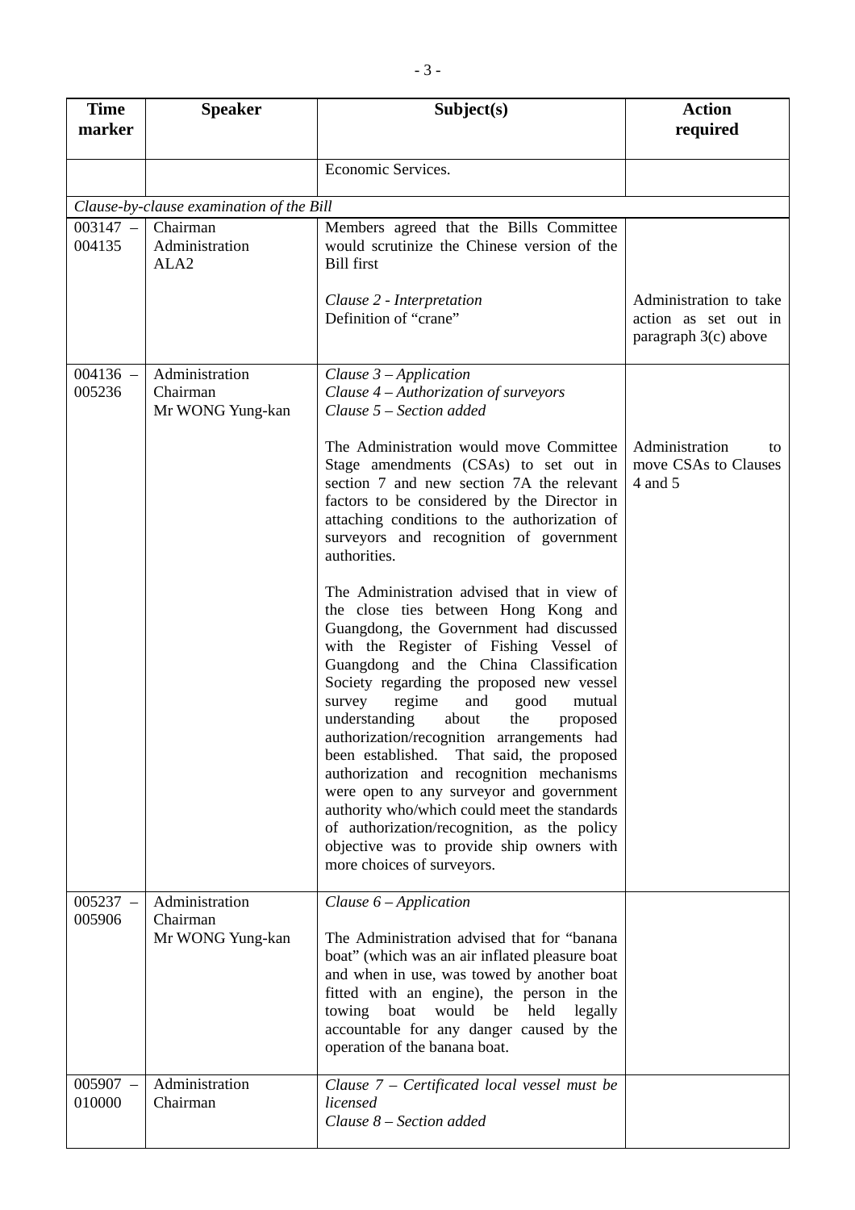| Time marker | Speaker | Subject(s) | Action required |
|---|---|---|---|
| | | Economic Services. | |
| *Clause-by-clause examination of the Bill* | | | |
| 003147 – 004135 | Chairman<br>Administration<br>ALA2 | Members agreed that the Bills Committee would scrutinize the Chinese version of the Bill first<br><br>*Clause 2 - Interpretation*<br>Definition of "crane" | <br><br><br>Administration to take action as set out in paragraph 3(c) above |
| 004136 – 005236 | Administration<br>Chairman<br>Mr WONG Yung-kan | *Clause 3 – Application*<br>*Clause 4 – Authorization of surveyors*<br>*Clause 5 – Section added*<br><br>The Administration would move Committee Stage amendments (CSAs) to set out in section 7 and new section 7A the relevant factors to be considered by the Director in attaching conditions to the authorization of surveyors and recognition of government authorities.<br><br>The Administration advised that in view of the close ties between Hong Kong and Guangdong, the Government had discussed with the Register of Fishing Vessel of Guangdong and the China Classification Society regarding the proposed new vessel survey regime and good mutual understanding about the proposed authorization/recognition arrangements had been established. That said, the proposed authorization and recognition mechanisms were open to any surveyor and government authority who/which could meet the standards of authorization/recognition, as the policy objective was to provide ship owners with more choices of surveyors. | <br><br><br><br>Administration to move CSAs to Clauses 4 and 5 |
| 005237 – 005906 | Administration<br>Chairman<br>Mr WONG Yung-kan | *Clause 6 – Application*<br><br>The Administration advised that for "banana boat" (which was an air inflated pleasure boat and when in use, was towed by another boat fitted with an engine), the person in the towing boat would be held legally accountable for any danger caused by the operation of the banana boat. | |
| 005907 – 010000 | Administration<br>Chairman | *Clause 7 – Certificated local vessel must be licensed*<br>*Clause 8 – Section added* | |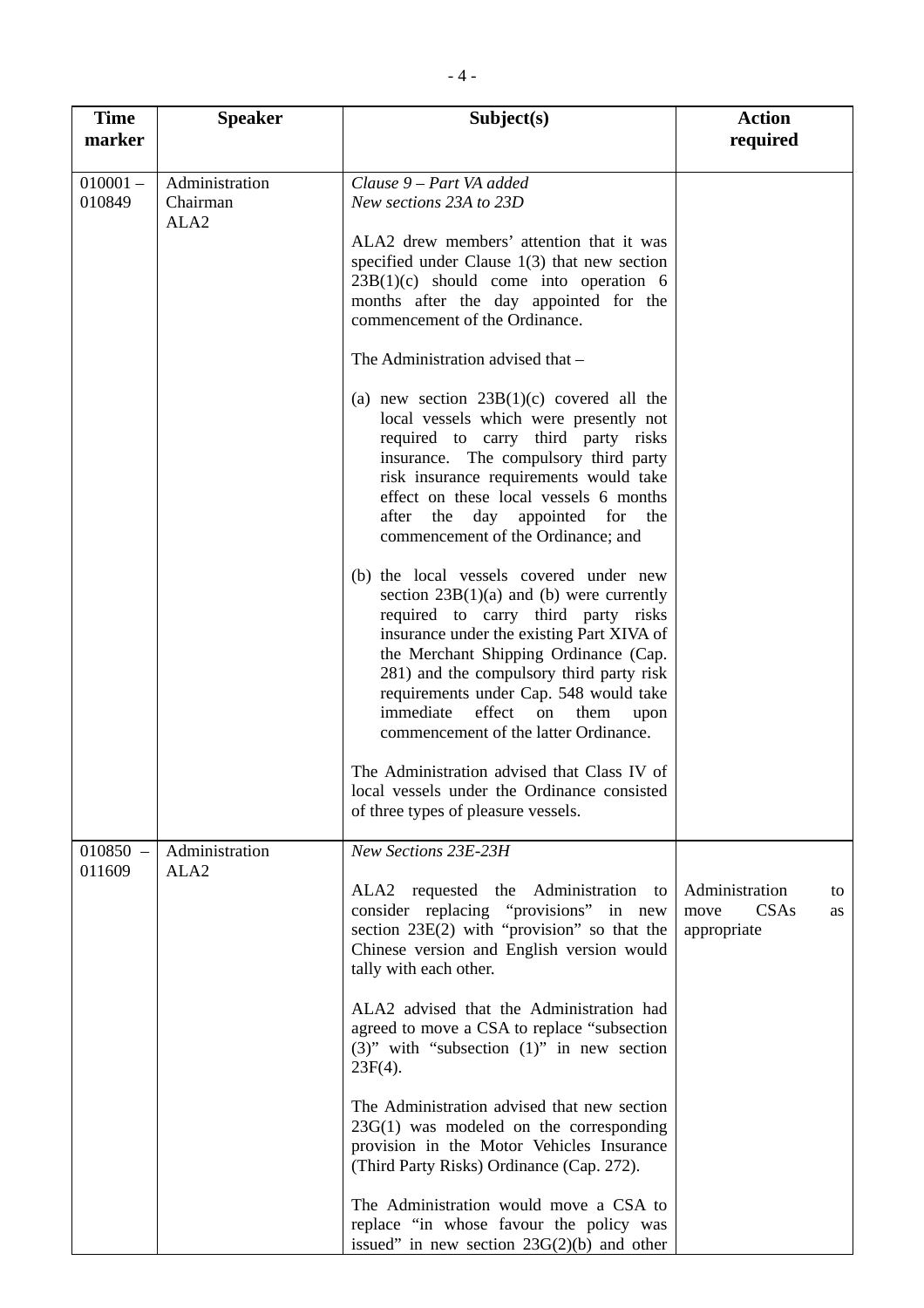| Time marker | Speaker | Subject(s) | Action required |
|---|---|---|---|
| 010001 – 010849 | Administration<br>Chairman<br>ALA2 | *Clause 9 – Part VA added*<br>*New sections 23A to 23D*<br><br>ALA2 drew members' attention that it was specified under Clause 1(3) that new section 23B(1)(c) should come into operation 6 months after the day appointed for the commencement of the Ordinance.<br><br>The Administration advised that –<br><br>(a) new section 23B(1)(c) covered all the local vessels which were presently not required to carry third party risks insurance. The compulsory third party risk insurance requirements would take effect on these local vessels 6 months after the day appointed for the commencement of the Ordinance; and<br><br>(b) the local vessels covered under new section 23B(1)(a) and (b) were currently required to carry third party risks insurance under the existing Part XIVA of the Merchant Shipping Ordinance (Cap. 281) and the compulsory third party risk requirements under Cap. 548 would take immediate effect on them upon commencement of the latter Ordinance.<br><br>The Administration advised that Class IV of local vessels under the Ordinance consisted of three types of pleasure vessels. | |
| 010850 – 011609 | Administration<br>ALA2 | *New Sections 23E-23H*<br><br>ALA2 requested the Administration to consider replacing "provisions" in new section 23E(2) with "provision" so that the Chinese version and English version would tally with each other.<br><br>ALA2 advised that the Administration had agreed to move a CSA to replace "subsection (3)" with "subsection (1)" in new section 23F(4).<br><br>The Administration advised that new section 23G(1) was modeled on the corresponding provision in the Motor Vehicles Insurance (Third Party Risks) Ordinance (Cap. 272).<br><br>The Administration would move a CSA to replace "in whose favour the policy was issued" in new section 23G(2)(b) and other | Administration to move CSAs as appropriate |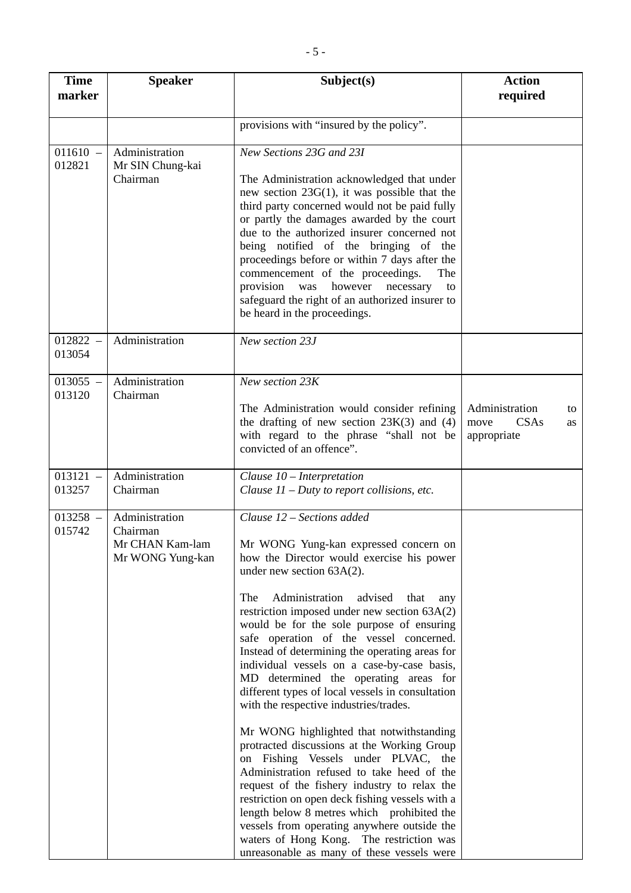| Time marker | Speaker | Subject(s) | Action required |
|---|---|---|---|
| | | provisions with "insured by the policy". | |
| 011610 – 012821 | Administration<br>Mr SIN Chung-kai<br>Chairman | *New Sections 23G and 23I*<br><br>The Administration acknowledged that under new section 23G(1), it was possible that the third party concerned would not be paid fully or partly the damages awarded by the court due to the authorized insurer concerned not being notified of the bringing of the proceedings before or within 7 days after the commencement of the proceedings. The provision was however necessary to safeguard the right of an authorized insurer to be heard in the proceedings. | |
| 012822 – 013054 | Administration | *New section 23J* | |
| 013055 – 013120 | Administration<br>Chairman | *New section 23K*<br><br>The Administration would consider refining the drafting of new section 23K(3) and (4) with regard to the phrase "shall not be convicted of an offence". | Administration to move CSAs as appropriate |
| 013121 – 013257 | Administration<br>Chairman | *Clause 10 – Interpretation*<br>*Clause 11 – Duty to report collisions, etc.* | |
| 013258 – 015742 | Administration<br>Chairman<br>Mr CHAN Kam-lam<br>Mr WONG Yung-kan | *Clause 12 – Sections added*<br><br>Mr WONG Yung-kan expressed concern on how the Director would exercise his power under new section 63A(2).<br><br>The Administration advised that any restriction imposed under new section 63A(2) would be for the sole purpose of ensuring safe operation of the vessel concerned. Instead of determining the operating areas for individual vessels on a case-by-case basis, MD determined the operating areas for different types of local vessels in consultation with the respective industries/trades.<br><br>Mr WONG highlighted that notwithstanding protracted discussions at the Working Group on Fishing Vessels under PLVAC, the Administration refused to take heed of the request of the fishery industry to relax the restriction on open deck fishing vessels with a length below 8 metres which prohibited the vessels from operating anywhere outside the waters of Hong Kong. The restriction was unreasonable as many of these vessels were | |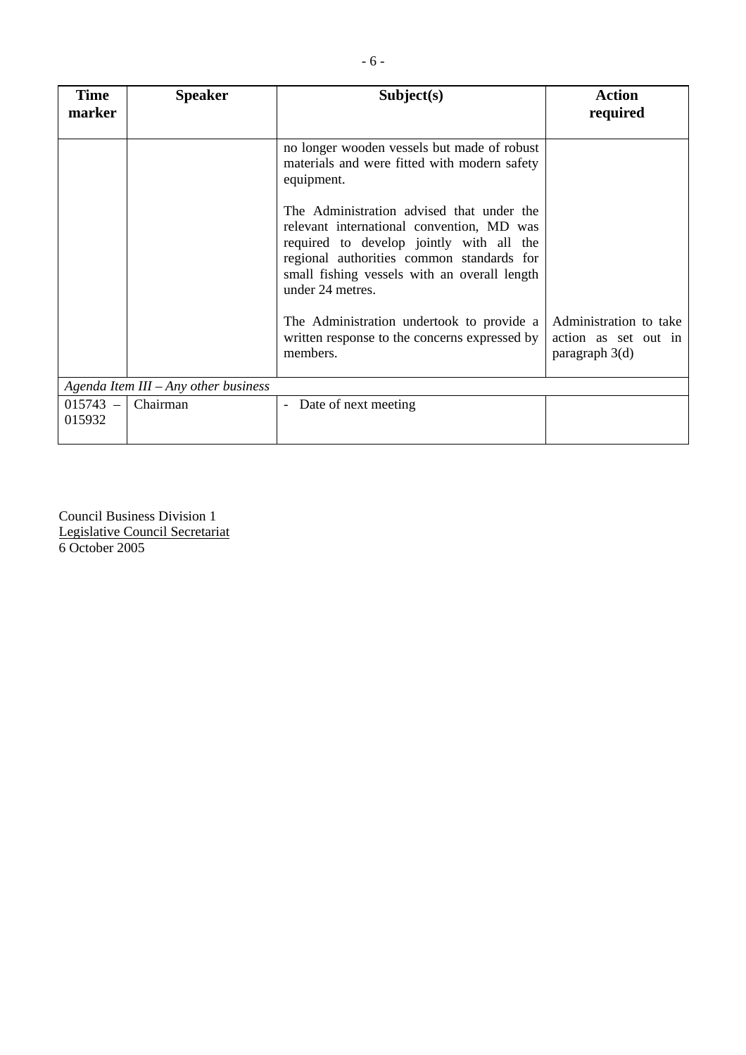| Time marker | Speaker | Subject(s) | Action required |
|---|---|---|---|
| | | no longer wooden vessels but made of robust materials and were fitted with modern safety equipment.<br><br>The Administration advised that under the relevant international convention, MD was required to develop jointly with all the regional authorities common standards for small fishing vessels with an overall length under 24 metres.<br><br>The Administration undertook to provide a written response to the concerns expressed by members. | Administration to take action as set out in paragraph 3(d) |
| *Agenda Item III – Any other business* | | | |
| 015743 – 015932 | Chairman | - Date of next meeting | |

Council Business Division 1
Legislative Council Secretariat
6 October 2005